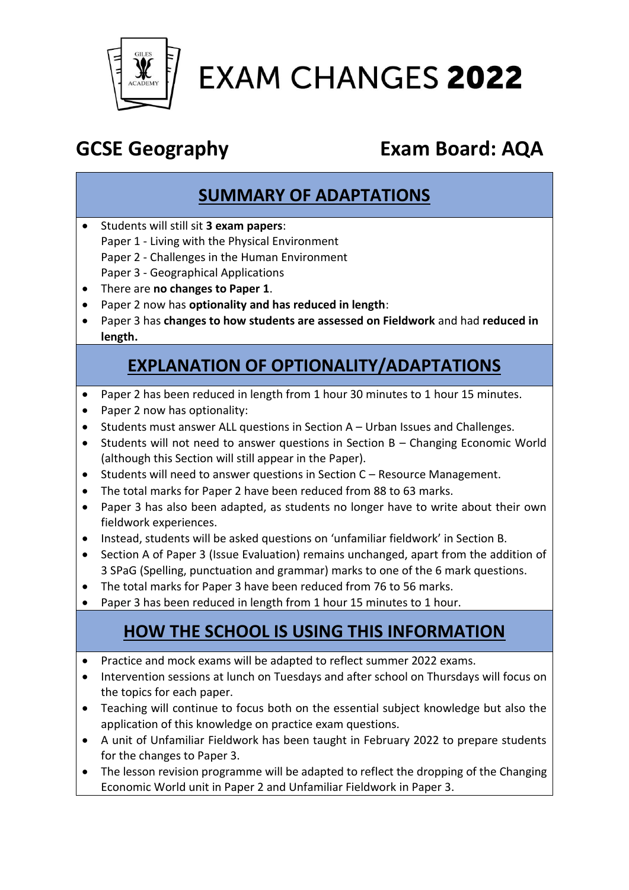# EXAM CHANGES **2022**

## GCSE Geography &nbsp;&nbsp;&nbsp;&nbsp; Exam Board: AQA

## SUMMARY OF ADAPTATIONS

- Students will still sit **3 exam papers**:
  Paper 1 - Living with the Physical Environment
  Paper 2 - Challenges in the Human Environment
  Paper 3 - Geographical Applications
- There are **no changes to Paper 1**.
- Paper 2 now has **optionality and has reduced in length**:
- Paper 3 has **changes to how students are assessed on Fieldwork** and had **reduced in length.**

## EXPLANATION OF OPTIONALITY/ADAPTATIONS

- Paper 2 has been reduced in length from 1 hour 30 minutes to 1 hour 15 minutes.
- Paper 2 now has optionality:
- Students must answer ALL questions in Section A – Urban Issues and Challenges.
- Students will not need to answer questions in Section B – Changing Economic World (although this Section will still appear in the Paper).
- Students will need to answer questions in Section C – Resource Management.
- The total marks for Paper 2 have been reduced from 88 to 63 marks.
- Paper 3 has also been adapted, as students no longer have to write about their own fieldwork experiences.
- Instead, students will be asked questions on 'unfamiliar fieldwork' in Section B.
- Section A of Paper 3 (Issue Evaluation) remains unchanged, apart from the addition of 3 SPaG (Spelling, punctuation and grammar) marks to one of the 6 mark questions.
- The total marks for Paper 3 have been reduced from 76 to 56 marks.
- Paper 3 has been reduced in length from 1 hour 15 minutes to 1 hour.

## HOW THE SCHOOL IS USING THIS INFORMATION

- Practice and mock exams will be adapted to reflect summer 2022 exams.
- Intervention sessions at lunch on Tuesdays and after school on Thursdays will focus on the topics for each paper.
- Teaching will continue to focus both on the essential subject knowledge but also the application of this knowledge on practice exam questions.
- A unit of Unfamiliar Fieldwork has been taught in February 2022 to prepare students for the changes to Paper 3.
- The lesson revision programme will be adapted to reflect the dropping of the Changing Economic World unit in Paper 2 and Unfamiliar Fieldwork in Paper 3.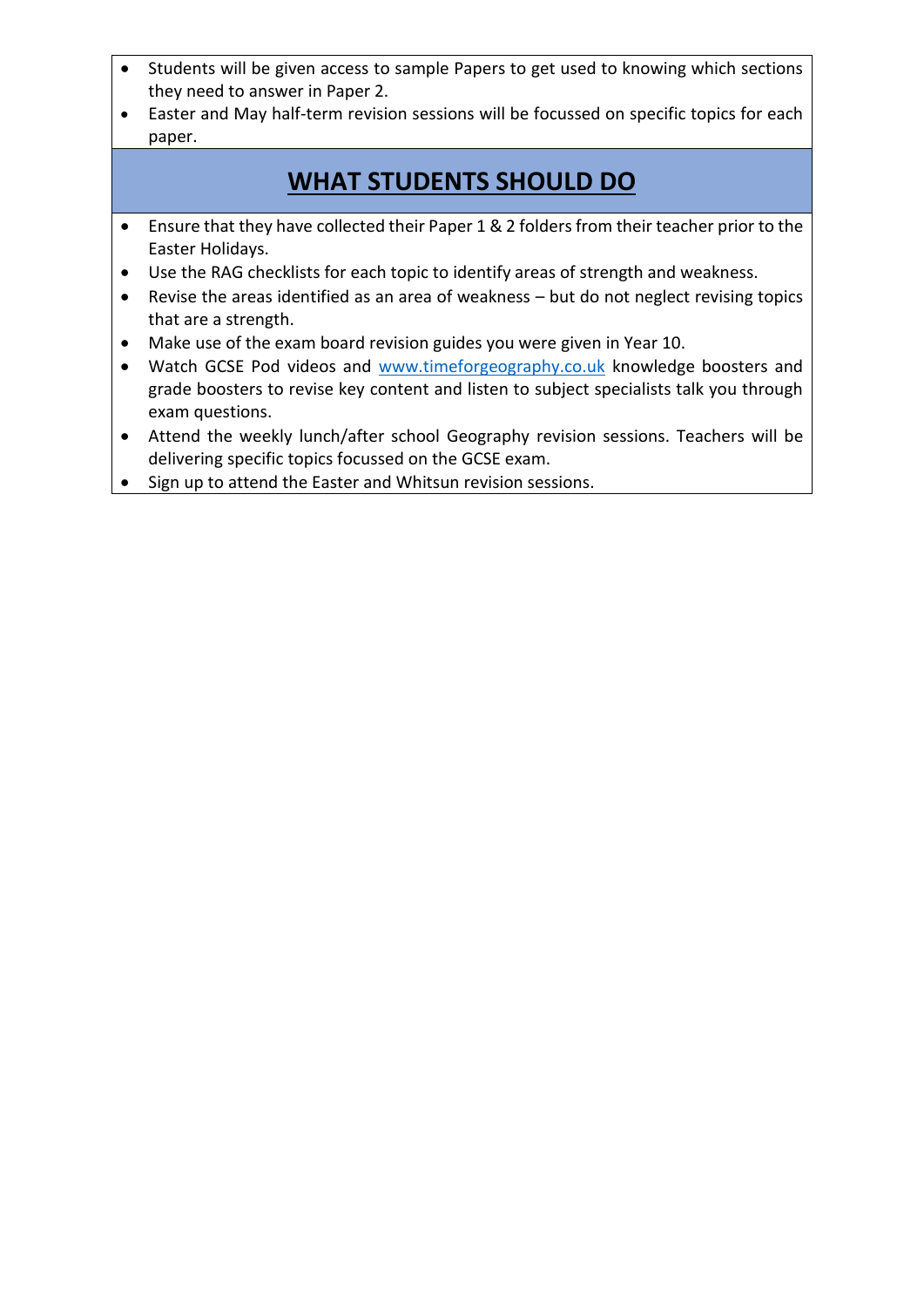- Students will be given access to sample Papers to get used to knowing which sections they need to answer in Paper 2.
- Easter and May half-term revision sessions will be focussed on specific topics for each paper.

## WHAT STUDENTS SHOULD DO

- Ensure that they have collected their Paper 1 & 2 folders from their teacher prior to the Easter Holidays.
- Use the RAG checklists for each topic to identify areas of strength and weakness.
- Revise the areas identified as an area of weakness – but do not neglect revising topics that are a strength.
- Make use of the exam board revision guides you were given in Year 10.
- Watch GCSE Pod videos and www.timeforgeography.co.uk knowledge boosters and grade boosters to revise key content and listen to subject specialists talk you through exam questions.
- Attend the weekly lunch/after school Geography revision sessions. Teachers will be delivering specific topics focussed on the GCSE exam.
- Sign up to attend the Easter and Whitsun revision sessions.